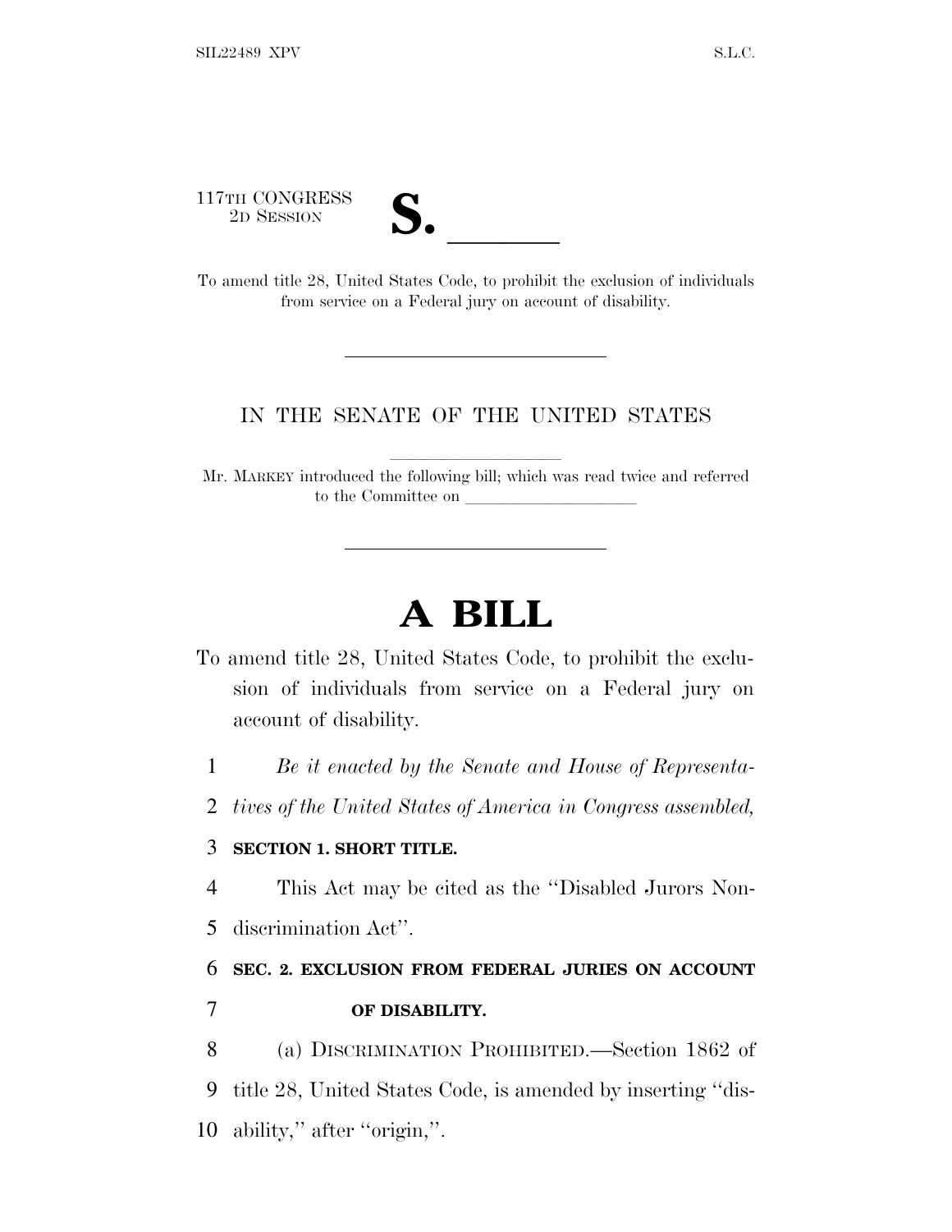117TH CONGRESS
2D SESSION

**S. \_\_\_\_\_\_**

To amend title 28, United States Code, to prohibit the exclusion of individuals from service on a Federal jury on account of disability.

---

IN THE SENATE OF THE UNITED STATES

Mr. MARKEY introduced the following bill; which was read twice and referred to the Committee on \_\_\_\_\_\_\_\_\_\_\_\_\_\_\_\_\_\_\_\_

---

# A BILL

To amend title 28, United States Code, to prohibit the exclusion of individuals from service on a Federal jury on account of disability.

1 *Be it enacted by the Senate and House of Representa-*
2 *tives of the United States of America in Congress assembled,*

3 **SECTION 1. SHORT TITLE.**

4 This Act may be cited as the ''Disabled Jurors Non-
5 discrimination Act''.

6 **SEC. 2. EXCLUSION FROM FEDERAL JURIES ON ACCOUNT**
7 **OF DISABILITY.**

8 (a) DISCRIMINATION PROHIBITED.—Section 1862 of
9 title 28, United States Code, is amended by inserting ''dis-
10 ability,'' after ''origin,''.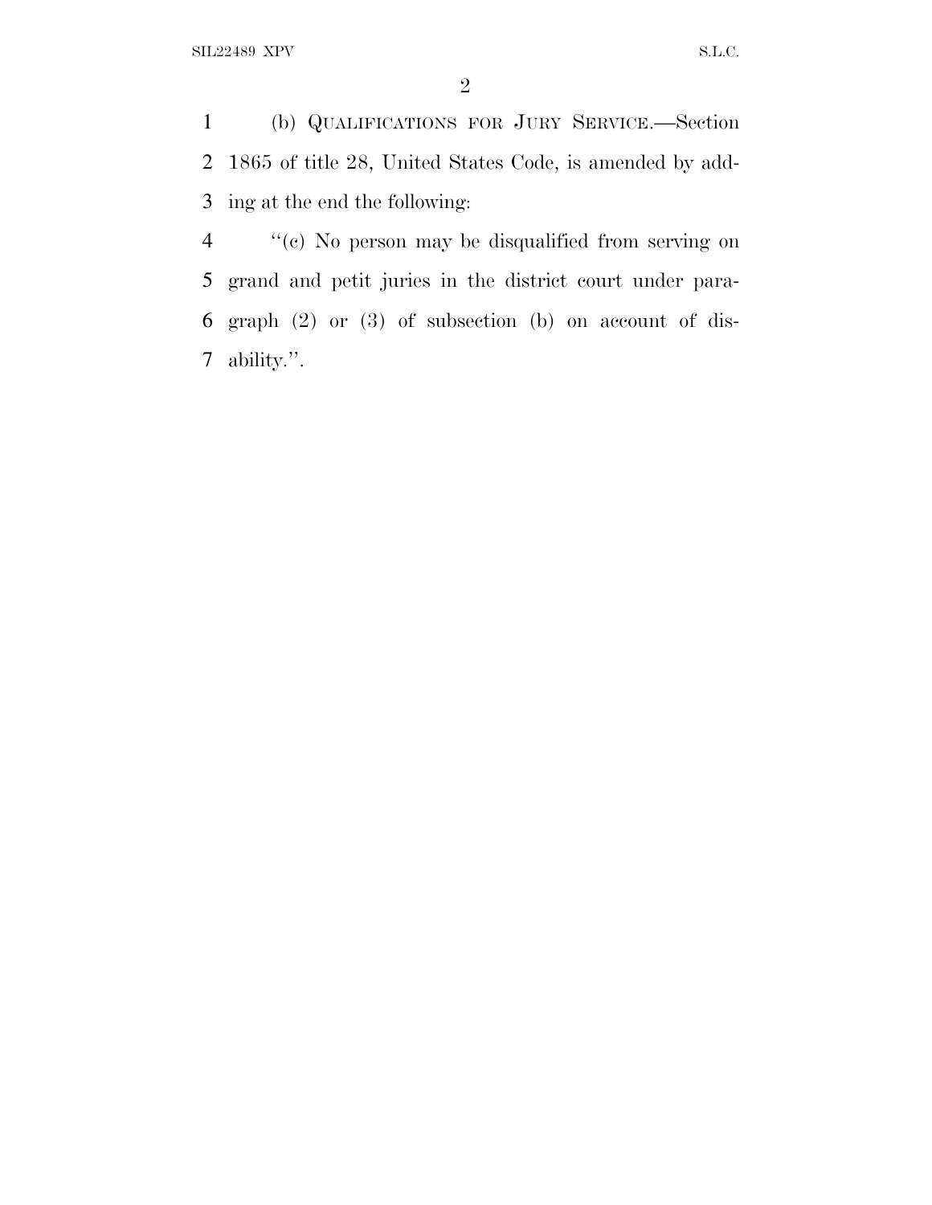(b) QUALIFICATIONS FOR JURY SERVICE.—Section 1865 of title 28, United States Code, is amended by adding at the end the following:

"(c) No person may be disqualified from serving on grand and petit juries in the district court under paragraph (2) or (3) of subsection (b) on account of disability.".